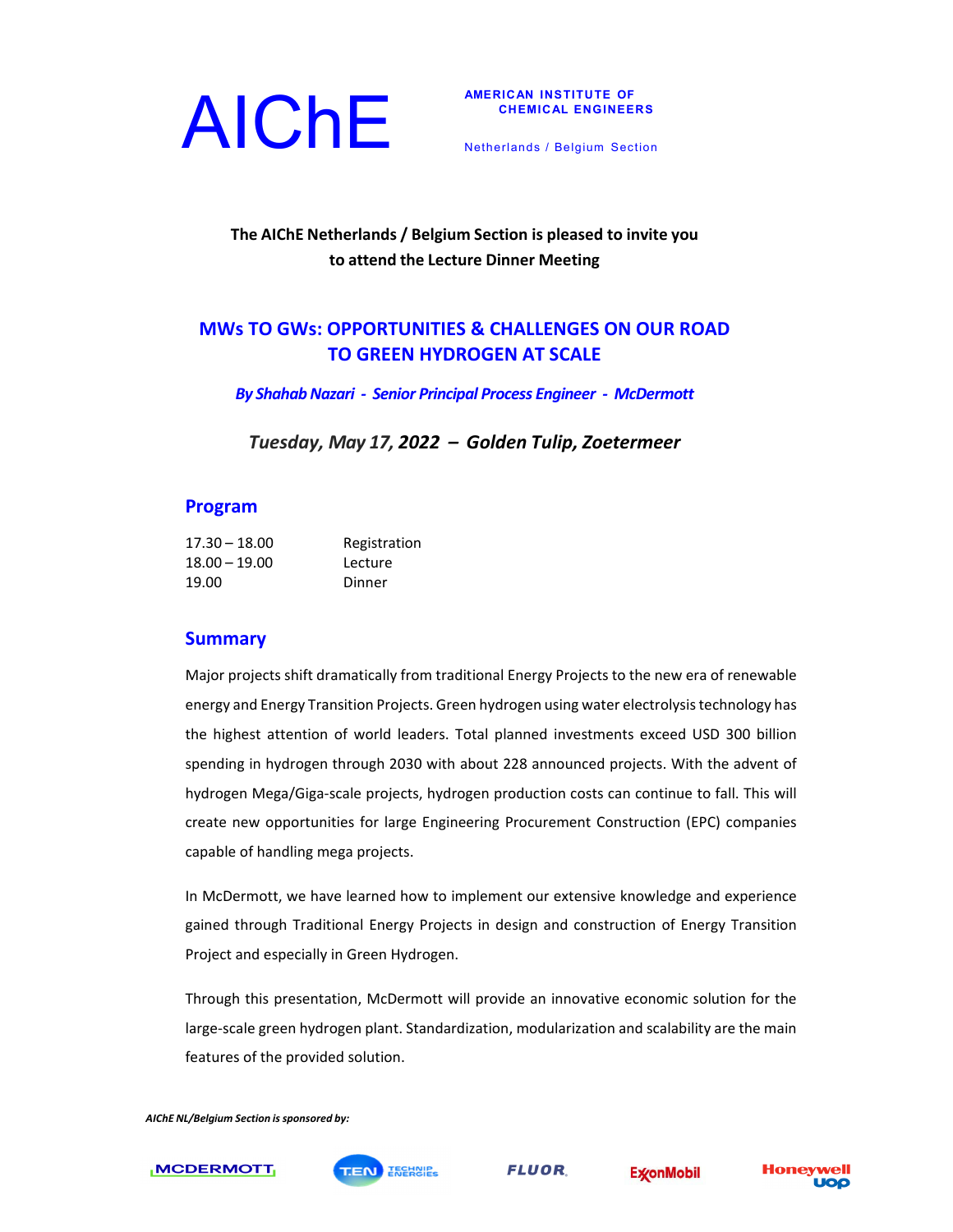# AIChE

**AMERICAN INSTITUTE OF CHEMICAL ENGINEERS**

Netherlands / Belgium Section

**The AIChE Netherlands / Belgium Section is pleased to invite you to attend the Lecture Dinner Meeting**

## MWs TO GWs: OPPORTUNITIES & CHALLENGES ON OUR ROAD TO GREEN HYDROGEN AT SCALE

***By Shahab Nazari - Senior Principal Process Engineer - McDermott***

***Tuesday, May 17, 2022 – Golden Tulip, Zoetermeer***

## Program

| | |
|---|---|
| 17.30 – 18.00 | Registration |
| 18.00 – 19.00 | Lecture |
| 19.00 | Dinner |

## Summary

Major projects shift dramatically from traditional Energy Projects to the new era of renewable energy and Energy Transition Projects. Green hydrogen using water electrolysis technology has the highest attention of world leaders. Total planned investments exceed USD 300 billion spending in hydrogen through 2030 with about 228 announced projects. With the advent of hydrogen Mega/Giga-scale projects, hydrogen production costs can continue to fall. This will create new opportunities for large Engineering Procurement Construction (EPC) companies capable of handling mega projects.

In McDermott, we have learned how to implement our extensive knowledge and experience gained through Traditional Energy Projects in design and construction of Energy Transition Project and especially in Green Hydrogen.

Through this presentation, McDermott will provide an innovative economic solution for the large-scale green hydrogen plant. Standardization, modularization and scalability are the main features of the provided solution.

***AIChE NL/Belgium Section is sponsored by:***

MCDERMOTT | T.EN TECHNIP ENERGIES | FLUOR | ExxonMobil | Honeywell UOP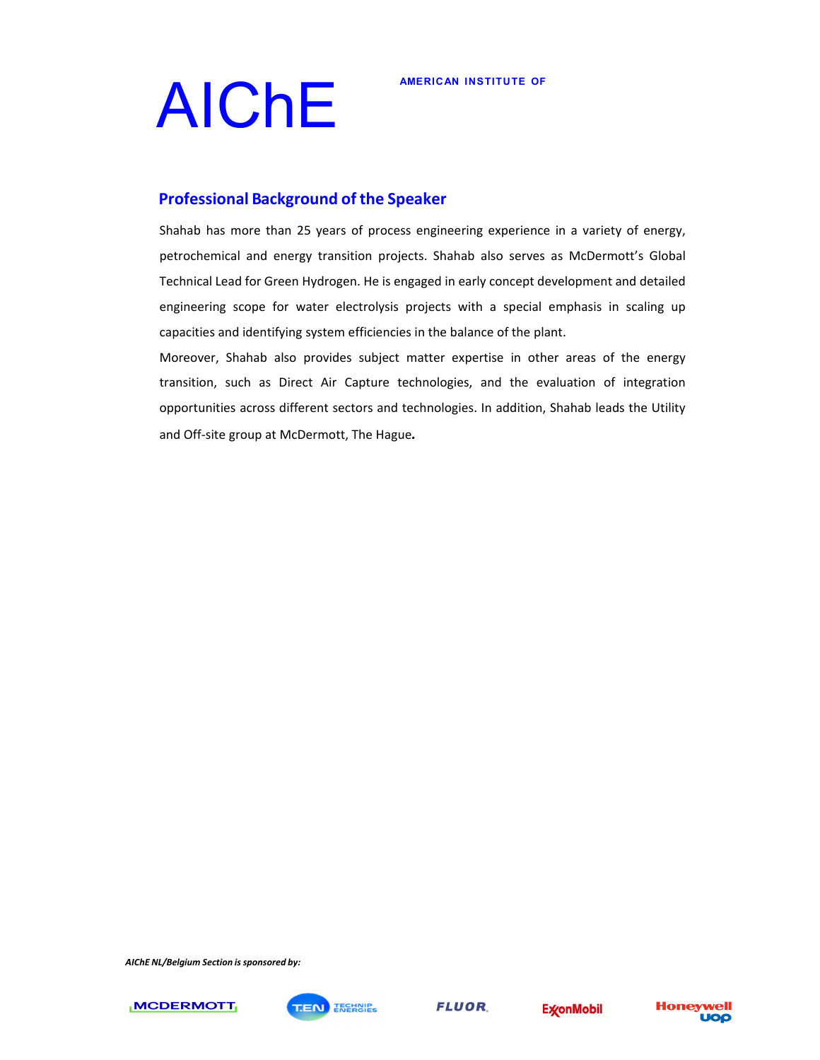AIChE

AMERICAN INSTITUTE OF

## Professional Background of the Speaker

Shahab has more than 25 years of process engineering experience in a variety of energy, petrochemical and energy transition projects. Shahab also serves as McDermott's Global Technical Lead for Green Hydrogen. He is engaged in early concept development and detailed engineering scope for water electrolysis projects with a special emphasis in scaling up capacities and identifying system efficiencies in the balance of the plant.

Moreover, Shahab also provides subject matter expertise in other areas of the energy transition, such as Direct Air Capture technologies, and the evaluation of integration opportunities across different sectors and technologies. In addition, Shahab leads the Utility and Off-site group at McDermott, The Hague.

*AIChE NL/Belgium Section is sponsored by:*

MCDERMOTT | T.EN TECHNIP ENERGIES | FLUOR | ExxonMobil | Honeywell UOP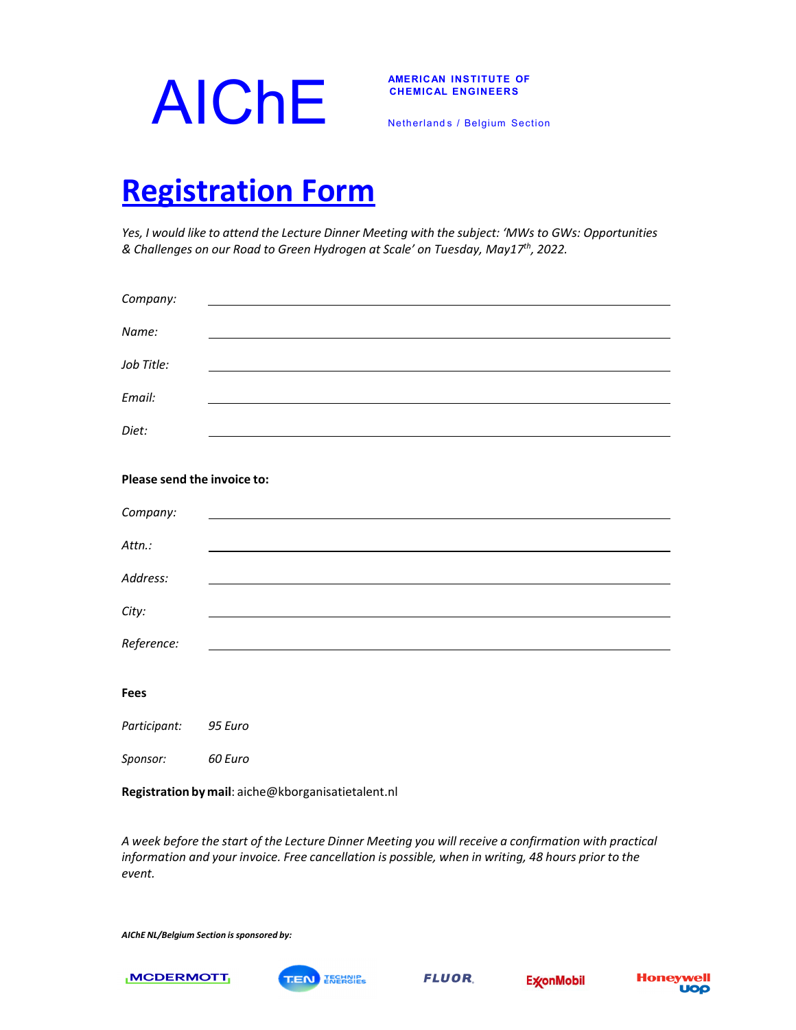AIChE

AMERICAN INSTITUTE OF CHEMICAL ENGINEERS

Netherlands / Belgium Section

# Registration Form

*Yes, I would like to attend the Lecture Dinner Meeting with the subject: 'MWs to GWs: Opportunities & Challenges on our Road to Green Hydrogen at Scale' on Tuesday, May17th, 2022.*

*Company:* ______________________________

*Name:* ______________________________

*Job Title:* ______________________________

*Email:* ______________________________

*Diet:* ______________________________

**Please send the invoice to:**

*Company:* ______________________________

*Attn.:* ______________________________

*Address:* ______________________________

*City:* ______________________________

*Reference:* ______________________________

**Fees**

*Participant:* *95 Euro*

*Sponsor:* *60 Euro*

**Registration by mail**: aiche@kborganisatietalent.nl

*A week before the start of the Lecture Dinner Meeting you will receive a confirmation with practical information and your invoice. Free cancellation is possible, when in writing, 48 hours prior to the event.*

***AIChE NL/Belgium Section is sponsored by:***

MCDERMOTT  T.EN TECHNIP ENERGIES  FLUOR  ExxonMobil  Honeywell UOP